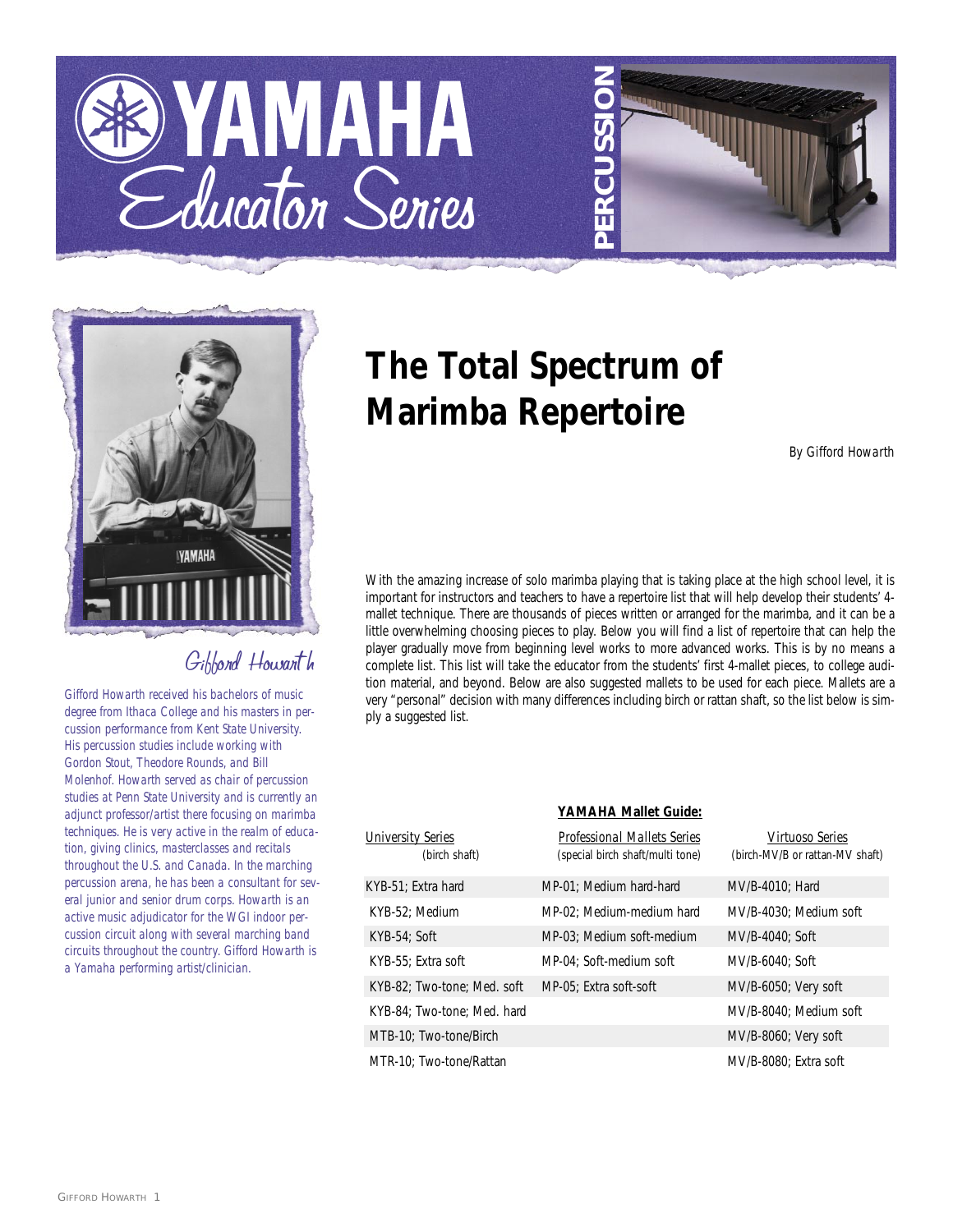# YAMAHA Educator Series

PERCUSSION

# The Total Spectrum of Marimba Repertoire

*By Gifford Howarth*

Gifford Howarth

*Gifford Howarth received his bachelors of music degree from Ithaca College and his masters in percussion performance from Kent State University. His percussion studies include working with Gordon Stout, Theodore Rounds, and Bill Molenhof. Howarth served as chair of percussion studies at Penn State University and is currently an adjunct professor/artist there focusing on marimba techniques. He is very active in the realm of education, giving clinics, masterclasses and recitals throughout the U.S. and Canada. In the marching percussion arena, he has been a consultant for several junior and senior drum corps. Howarth is an active music adjudicator for the WGI indoor percussion circuit along with several marching band circuits throughout the country. Gifford Howarth is a Yamaha performing artist/clinician.*

With the amazing increase of solo marimba playing that is taking place at the high school level, it is important for instructors and teachers to have a repertoire list that will help develop their students' 4-mallet technique. There are thousands of pieces written or arranged for the marimba, and it can be a little overwhelming choosing pieces to play. Below you will find a list of repertoire that can help the player gradually move from beginning level works to more advanced works. This is by no means a complete list. This list will take the educator from the students' first 4-mallet pieces, to college audition material, and beyond. Below are also suggested mallets to be used for each piece. Mallets are a very "personal" decision with many differences including birch or rattan shaft, so the list below is simply a suggested list.

**YAMAHA Mallet Guide:**

| University Series (birch shaft) | Professional Mallets Series (special birch shaft/multi tone) | Virtuoso Series (birch-MV/B or rattan-MV shaft) |
|---|---|---|
| KYB-51; Extra hard | MP-01; Medium hard-hard | MV/B-4010; Hard |
| KYB-52; Medium | MP-02; Medium-medium hard | MV/B-4030; Medium soft |
| KYB-54; Soft | MP-03; Medium soft-medium | MV/B-4040; Soft |
| KYB-55; Extra soft | MP-04; Soft-medium soft | MV/B-6040; Soft |
| KYB-82; Two-tone; Med. soft | MP-05; Extra soft-soft | MV/B-6050; Very soft |
| KYB-84; Two-tone; Med. hard | | MV/B-8040; Medium soft |
| MTB-10; Two-tone/Birch | | MV/B-8060; Very soft |
| MTR-10; Two-tone/Rattan | | MV/B-8080; Extra soft |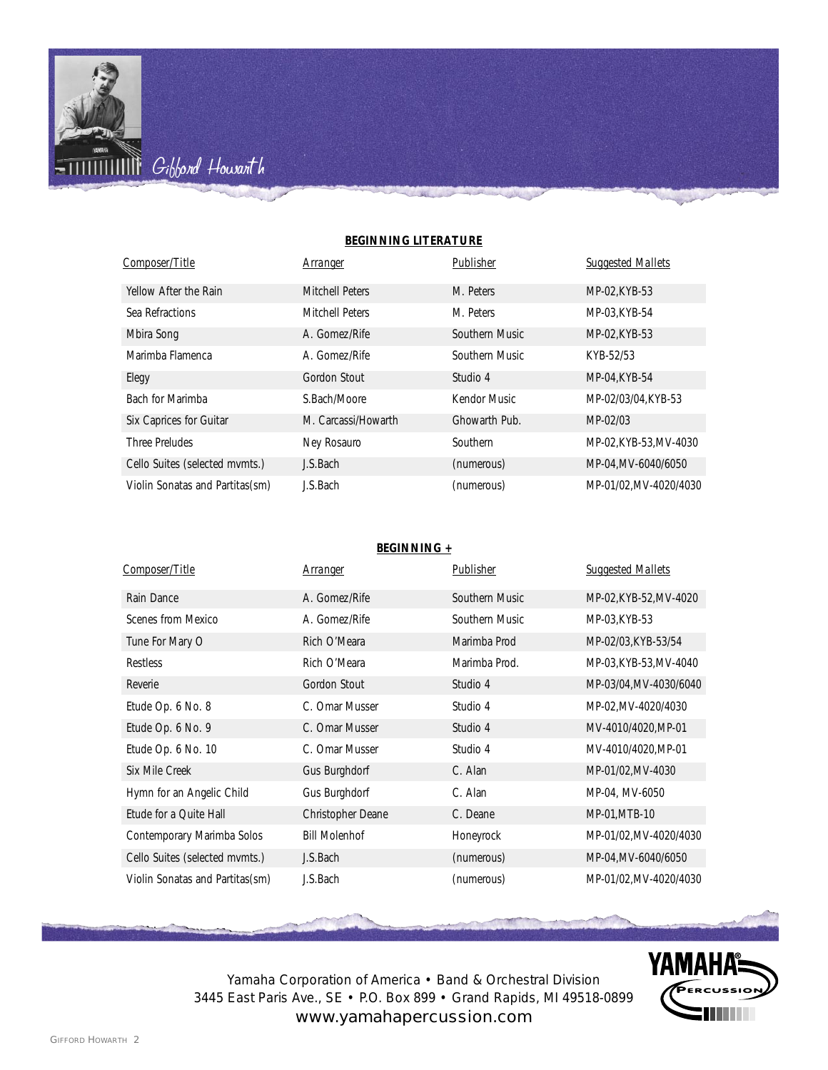Gifford Howarth

## BEGINNING LITERATURE

| Composer/Title | Arranger | Publisher | Suggested Mallets |
| --- | --- | --- | --- |
| Yellow After the Rain | Mitchell Peters | M. Peters | MP-02,KYB-53 |
| Sea Refractions | Mitchell Peters | M. Peters | MP-03,KYB-54 |
| Mbira Song | A. Gomez/Rife | Southern Music | MP-02,KYB-53 |
| Marimba Flamenca | A. Gomez/Rife | Southern Music | KYB-52/53 |
| Elegy | Gordon Stout | Studio 4 | MP-04,KYB-54 |
| Bach for Marimba | S.Bach/Moore | Kendor Music | MP-02/03/04,KYB-53 |
| Six Caprices for Guitar | M. Carcassi/Howarth | Ghowarth Pub. | MP-02/03 |
| Three Preludes | Ney Rosauro | Southern | MP-02,KYB-53,MV-4030 |
| Cello Suites (selected mvmts.) | J.S.Bach | (numerous) | MP-04,MV-6040/6050 |
| Violin Sonatas and Partitas(sm) | J.S.Bach | (numerous) | MP-01/02,MV-4020/4030 |

## BEGINNING +

| Composer/Title | Arranger | Publisher | Suggested Mallets |
| --- | --- | --- | --- |
| Rain Dance | A. Gomez/Rife | Southern Music | MP-02,KYB-52,MV-4020 |
| Scenes from Mexico | A. Gomez/Rife | Southern Music | MP-03,KYB-53 |
| Tune For Mary O | Rich O'Meara | Marimba Prod | MP-02/03,KYB-53/54 |
| Restless | Rich O'Meara | Marimba Prod. | MP-03,KYB-53,MV-4040 |
| Reverie | Gordon Stout | Studio 4 | MP-03/04,MV-4030/6040 |
| Etude Op. 6 No. 8 | C. Omar Musser | Studio 4 | MP-02,MV-4020/4030 |
| Etude Op. 6 No. 9 | C. Omar Musser | Studio 4 | MV-4010/4020,MP-01 |
| Etude Op. 6 No. 10 | C. Omar Musser | Studio 4 | MV-4010/4020,MP-01 |
| Six Mile Creek | Gus Burghdorf | C. Alan | MP-01/02,MV-4030 |
| Hymn for an Angelic Child | Gus Burghdorf | C. Alan | MP-04, MV-6050 |
| Etude for a Quite Hall | Christopher Deane | C. Deane | MP-01,MTB-10 |
| Contemporary Marimba Solos | Bill Molenhof | Honeyrock | MP-01/02,MV-4020/4030 |
| Cello Suites (selected mvmts.) | J.S.Bach | (numerous) | MP-04,MV-6040/6050 |
| Violin Sonatas and Partitas(sm) | J.S.Bach | (numerous) | MP-01/02,MV-4020/4030 |

Yamaha Corporation of America • Band & Orchestral Division
3445 East Paris Ave., SE • P.O. Box 899 • Grand Rapids, MI 49518-0899
www.yamahapercussion.com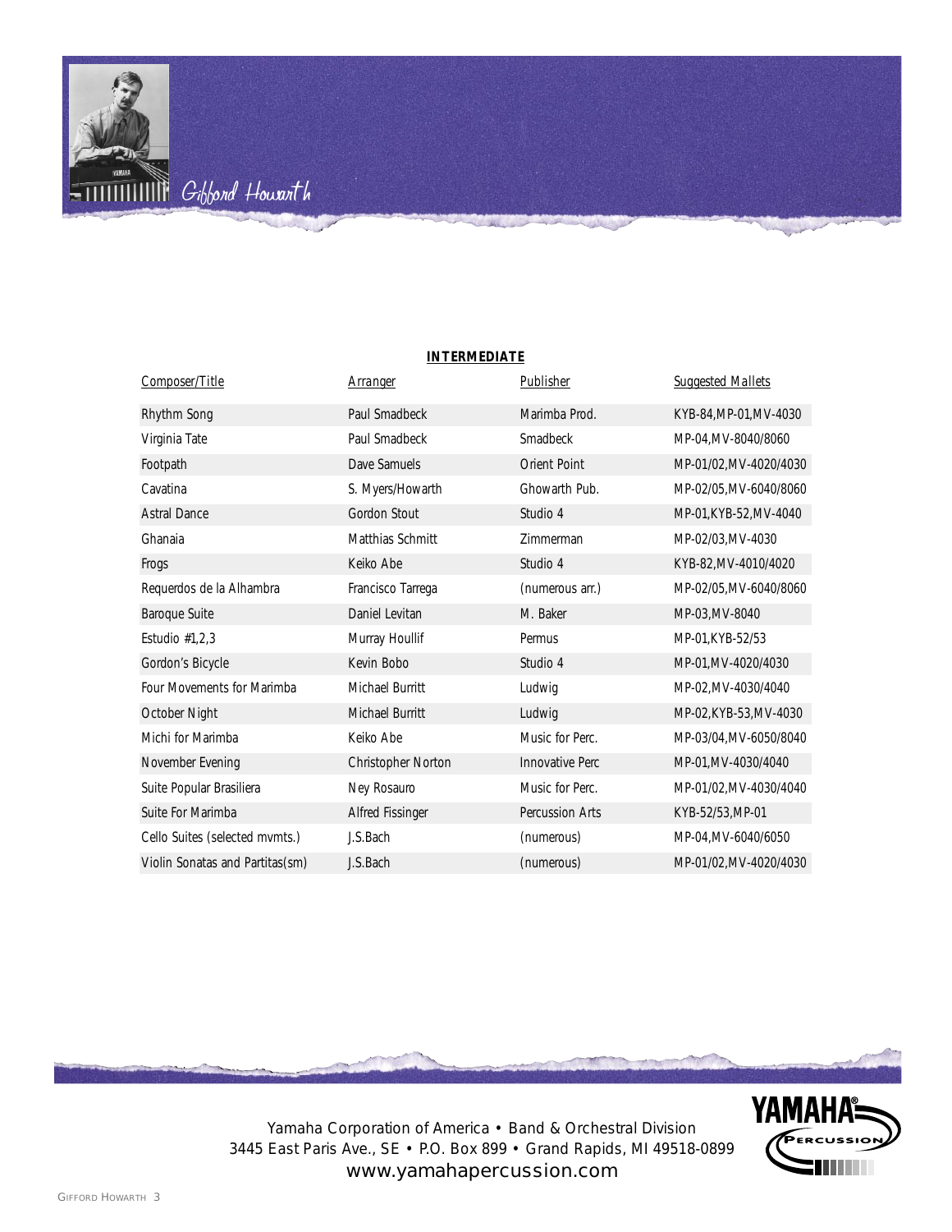Gifford Howarth

**INTERMEDIATE**

| Composer/Title | Arranger | Publisher | Suggested Mallets |
| --- | --- | --- | --- |
| Rhythm Song | Paul Smadbeck | Marimba Prod. | KYB-84,MP-01,MV-4030 |
| Virginia Tate | Paul Smadbeck | Smadbeck | MP-04,MV-8040/8060 |
| Footpath | Dave Samuels | Orient Point | MP-01/02,MV-4020/4030 |
| Cavatina | S. Myers/Howarth | Ghowarth Pub. | MP-02/05,MV-6040/8060 |
| Astral Dance | Gordon Stout | Studio 4 | MP-01,KYB-52,MV-4040 |
| Ghanaia | Matthias Schmitt | Zimmerman | MP-02/03,MV-4030 |
| Frogs | Keiko Abe | Studio 4 | KYB-82,MV-4010/4020 |
| Requerdos de la Alhambra | Francisco Tarrega | (numerous arr.) | MP-02/05,MV-6040/8060 |
| Baroque Suite | Daniel Levitan | M. Baker | MP-03,MV-8040 |
| Estudio #1,2,3 | Murray Houllif | Permus | MP-01,KYB-52/53 |
| Gordon's Bicycle | Kevin Bobo | Studio 4 | MP-01,MV-4020/4030 |
| Four Movements for Marimba | Michael Burritt | Ludwig | MP-02,MV-4030/4040 |
| October Night | Michael Burritt | Ludwig | MP-02,KYB-53,MV-4030 |
| Michi for Marimba | Keiko Abe | Music for Perc. | MP-03/04,MV-6050/8040 |
| November Evening | Christopher Norton | Innovative Perc | MP-01,MV-4030/4040 |
| Suite Popular Brasiliera | Ney Rosauro | Music for Perc. | MP-01/02,MV-4030/4040 |
| Suite For Marimba | Alfred Fissinger | Percussion Arts | KYB-52/53,MP-01 |
| Cello Suites (selected mvmts.) | J.S.Bach | (numerous) | MP-04,MV-6040/6050 |
| Violin Sonatas and Partitas(sm) | J.S.Bach | (numerous) | MP-01/02,MV-4020/4030 |

Yamaha Corporation of America • Band & Orchestral Division
3445 East Paris Ave., SE • P.O. Box 899 • Grand Rapids, MI 49518-0899
www.yamahapercussion.com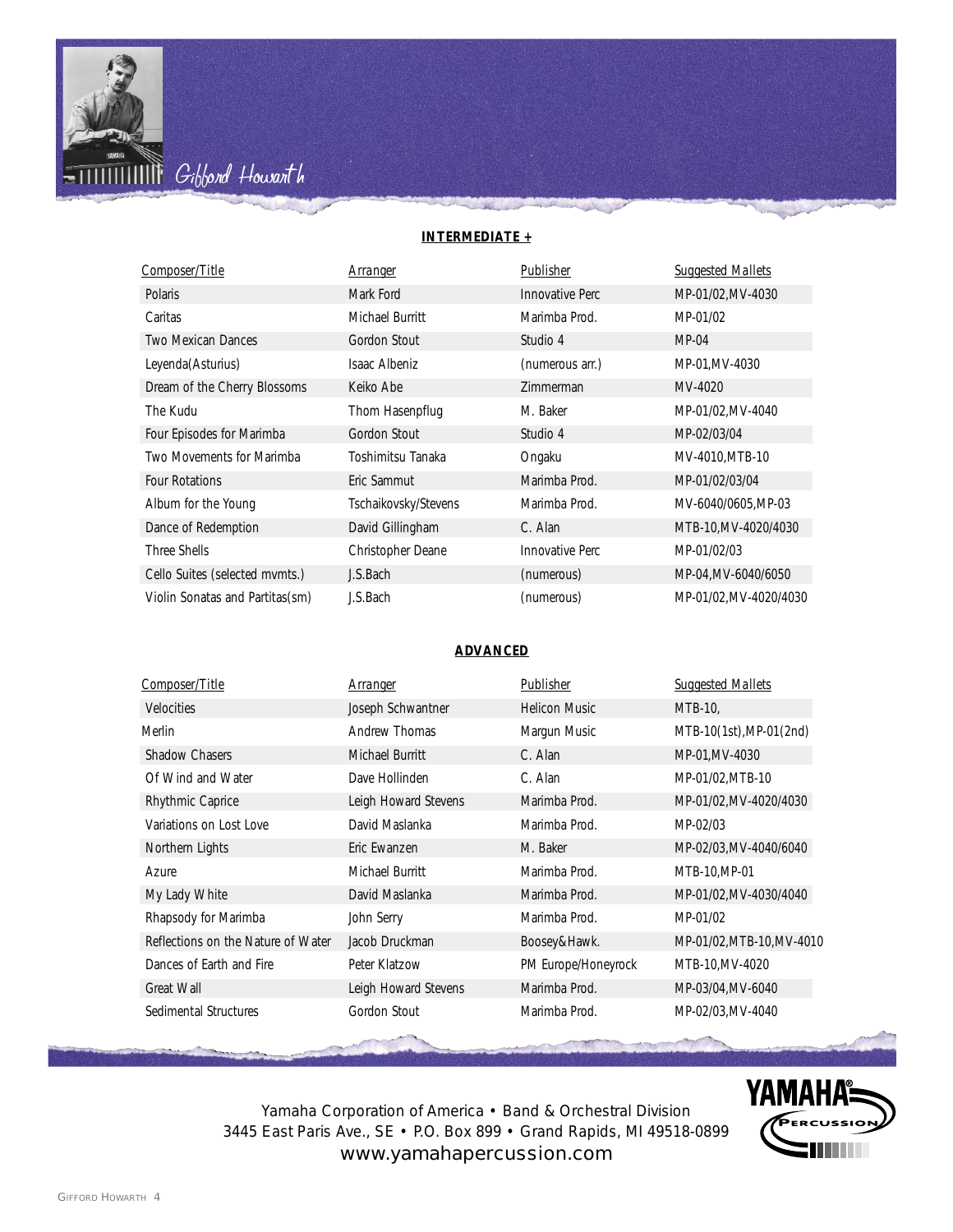Gifford Howarth

## INTERMEDIATE +

| Composer/Title | Arranger | Publisher | Suggested Mallets |
|---|---|---|---|
| Polaris | Mark Ford | Innovative Perc | MP-01/02,MV-4030 |
| Caritas | Michael Burritt | Marimba Prod. | MP-01/02 |
| Two Mexican Dances | Gordon Stout | Studio 4 | MP-04 |
| Leyenda(Asturius) | Isaac Albeniz | (numerous arr.) | MP-01,MV-4030 |
| Dream of the Cherry Blossoms | Keiko Abe | Zimmerman | MV-4020 |
| The Kudu | Thom Hasenpflug | M. Baker | MP-01/02,MV-4040 |
| Four Episodes for Marimba | Gordon Stout | Studio 4 | MP-02/03/04 |
| Two Movements for Marimba | Toshimitsu Tanaka | Ongaku | MV-4010,MTB-10 |
| Four Rotations | Eric Sammut | Marimba Prod. | MP-01/02/03/04 |
| Album for the Young | Tschaikovsky/Stevens | Marimba Prod. | MV-6040/0605,MP-03 |
| Dance of Redemption | David Gillingham | C. Alan | MTB-10,MV-4020/4030 |
| Three Shells | Christopher Deane | Innovative Perc | MP-01/02/03 |
| Cello Suites (selected mvmts.) | J.S.Bach | (numerous) | MP-04,MV-6040/6050 |
| Violin Sonatas and Partitas(sm) | J.S.Bach | (numerous) | MP-01/02,MV-4020/4030 |

## ADVANCED

| Composer/Title | Arranger | Publisher | Suggested Mallets |
|---|---|---|---|
| Velocities | Joseph Schwantner | Helicon Music | MTB-10, |
| Merlin | Andrew Thomas | Margun Music | MTB-10(1st),MP-01(2nd) |
| Shadow Chasers | Michael Burritt | C. Alan | MP-01,MV-4030 |
| Of Wind and Water | Dave Hollinden | C. Alan | MP-01/02,MTB-10 |
| Rhythmic Caprice | Leigh Howard Stevens | Marimba Prod. | MP-01/02,MV-4020/4030 |
| Variations on Lost Love | David Maslanka | Marimba Prod. | MP-02/03 |
| Northern Lights | Eric Ewanzen | M. Baker | MP-02/03,MV-4040/6040 |
| Azure | Michael Burritt | Marimba Prod. | MTB-10,MP-01 |
| My Lady White | David Maslanka | Marimba Prod. | MP-01/02,MV-4030/4040 |
| Rhapsody for Marimba | John Serry | Marimba Prod. | MP-01/02 |
| Reflections on the Nature of Water | Jacob Druckman | Boosey&Hawk. | MP-01/02,MTB-10,MV-4010 |
| Dances of Earth and Fire | Peter Klatzow | PM Europe/Honeyrock | MTB-10,MV-4020 |
| Great Wall | Leigh Howard Stevens | Marimba Prod. | MP-03/04,MV-6040 |
| Sedimental Structures | Gordon Stout | Marimba Prod. | MP-02/03,MV-4040 |

Yamaha Corporation of America • Band & Orchestral Division
3445 East Paris Ave., SE • P.O. Box 899 • Grand Rapids, MI 49518-0899
www.yamahapercussion.com